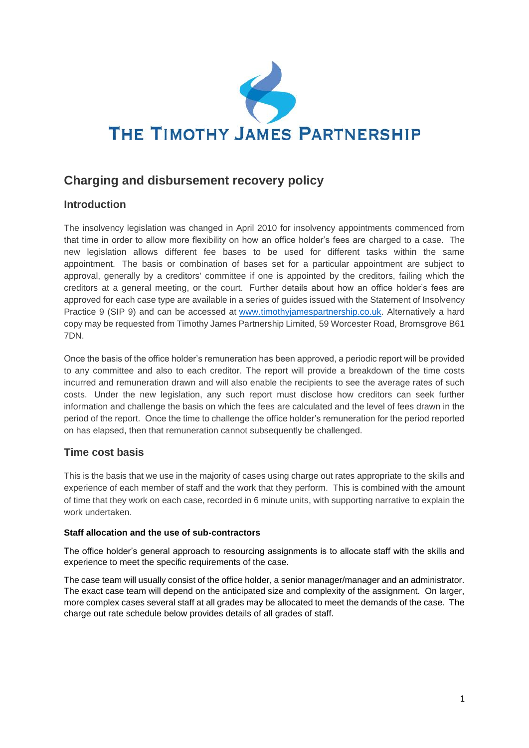THE TIMOTHY JAMES PARTNERSHIP

# Charging and disbursement recovery policy

## Introduction

The insolvency legislation was changed in April 2010 for insolvency appointments commenced from that time in order to allow more flexibility on how an office holder's fees are charged to a case. The new legislation allows different fee bases to be used for different tasks within the same appointment. The basis or combination of bases set for a particular appointment are subject to approval, generally by a creditors' committee if one is appointed by the creditors, failing which the creditors at a general meeting, or the court. Further details about how an office holder's fees are approved for each case type are available in a series of guides issued with the Statement of Insolvency Practice 9 (SIP 9) and can be accessed at www.timothyjamespartnership.co.uk. Alternatively a hard copy may be requested from Timothy James Partnership Limited, 59 Worcester Road, Bromsgrove B61 7DN.

Once the basis of the office holder's remuneration has been approved, a periodic report will be provided to any committee and also to each creditor. The report will provide a breakdown of the time costs incurred and remuneration drawn and will also enable the recipients to see the average rates of such costs. Under the new legislation, any such report must disclose how creditors can seek further information and challenge the basis on which the fees are calculated and the level of fees drawn in the period of the report. Once the time to challenge the office holder's remuneration for the period reported on has elapsed, then that remuneration cannot subsequently be challenged.

## Time cost basis

This is the basis that we use in the majority of cases using charge out rates appropriate to the skills and experience of each member of staff and the work that they perform. This is combined with the amount of time that they work on each case, recorded in 6 minute units, with supporting narrative to explain the work undertaken.

### Staff allocation and the use of sub-contractors

The office holder's general approach to resourcing assignments is to allocate staff with the skills and experience to meet the specific requirements of the case.

The case team will usually consist of the office holder, a senior manager/manager and an administrator. The exact case team will depend on the anticipated size and complexity of the assignment. On larger, more complex cases several staff at all grades may be allocated to meet the demands of the case. The charge out rate schedule below provides details of all grades of staff.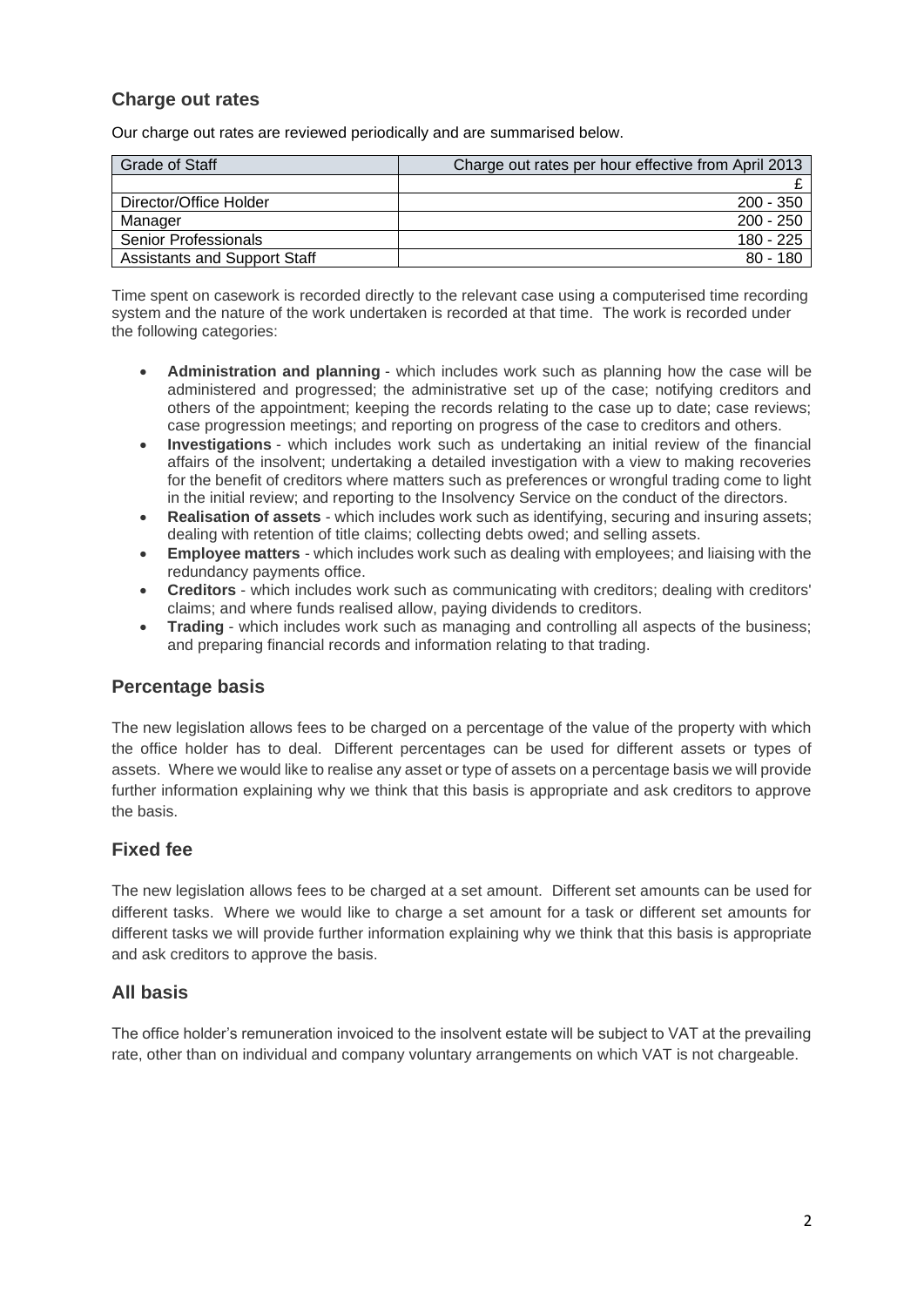## Charge out rates

Our charge out rates are reviewed periodically and are summarised below.

| Grade of Staff | Charge out rates per hour effective from April 2013 |
|---|---|
| | £ |
| Director/Office Holder | 200 - 350 |
| Manager | 200 - 250 |
| Senior Professionals | 180 - 225 |
| Assistants and Support Staff | 80 - 180 |

Time spent on casework is recorded directly to the relevant case using a computerised time recording system and the nature of the work undertaken is recorded at that time. The work is recorded under the following categories:

- **Administration and planning** - which includes work such as planning how the case will be administered and progressed; the administrative set up of the case; notifying creditors and others of the appointment; keeping the records relating to the case up to date; case reviews; case progression meetings; and reporting on progress of the case to creditors and others.
- **Investigations** - which includes work such as undertaking an initial review of the financial affairs of the insolvent; undertaking a detailed investigation with a view to making recoveries for the benefit of creditors where matters such as preferences or wrongful trading come to light in the initial review; and reporting to the Insolvency Service on the conduct of the directors.
- **Realisation of assets** - which includes work such as identifying, securing and insuring assets; dealing with retention of title claims; collecting debts owed; and selling assets.
- **Employee matters** - which includes work such as dealing with employees; and liaising with the redundancy payments office.
- **Creditors** - which includes work such as communicating with creditors; dealing with creditors' claims; and where funds realised allow, paying dividends to creditors.
- **Trading** - which includes work such as managing and controlling all aspects of the business; and preparing financial records and information relating to that trading.

## Percentage basis

The new legislation allows fees to be charged on a percentage of the value of the property with which the office holder has to deal. Different percentages can be used for different assets or types of assets. Where we would like to realise any asset or type of assets on a percentage basis we will provide further information explaining why we think that this basis is appropriate and ask creditors to approve the basis.

## Fixed fee

The new legislation allows fees to be charged at a set amount. Different set amounts can be used for different tasks. Where we would like to charge a set amount for a task or different set amounts for different tasks we will provide further information explaining why we think that this basis is appropriate and ask creditors to approve the basis.

## All basis

The office holder's remuneration invoiced to the insolvent estate will be subject to VAT at the prevailing rate, other than on individual and company voluntary arrangements on which VAT is not chargeable.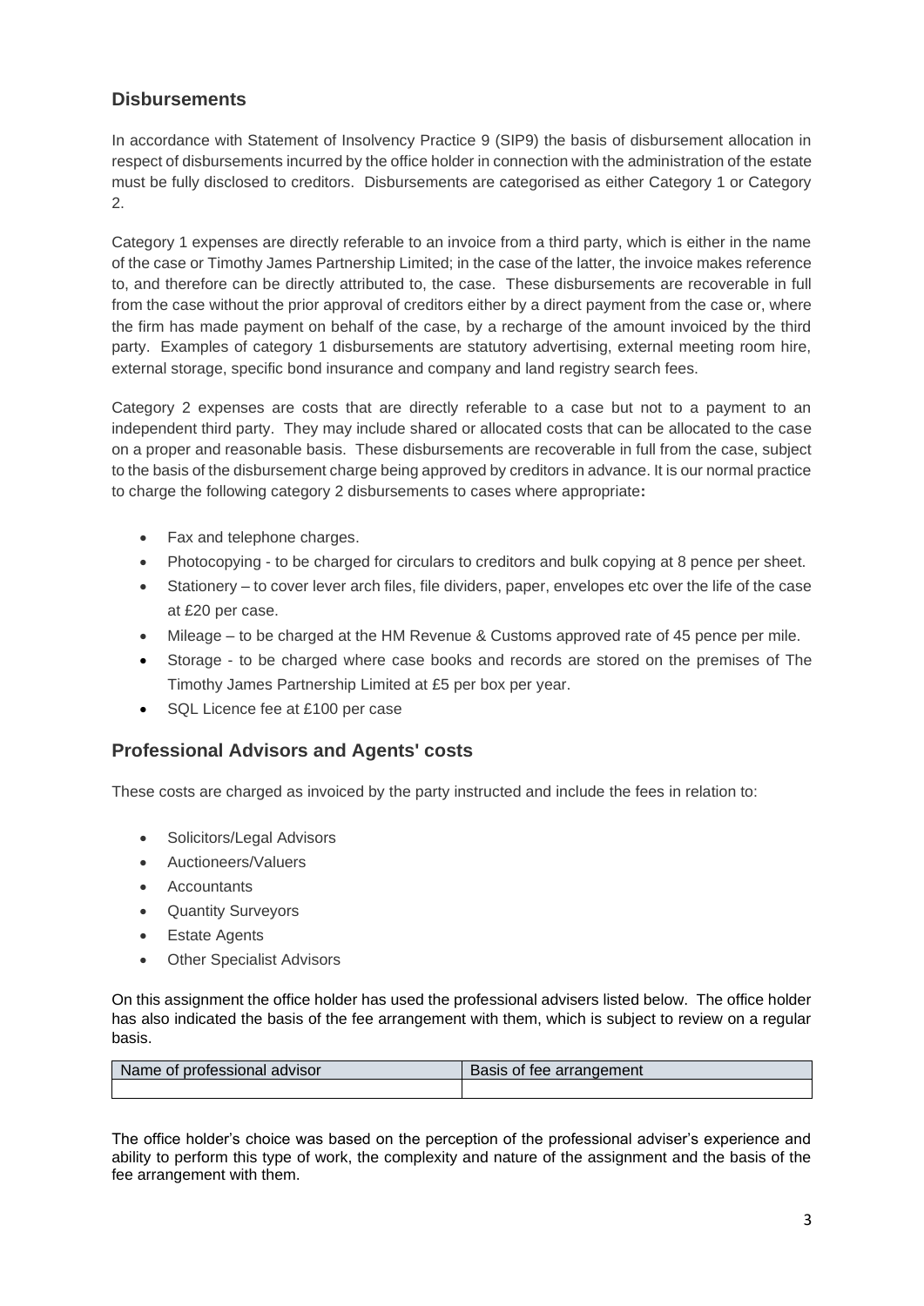## Disbursements

In accordance with Statement of Insolvency Practice 9 (SIP9) the basis of disbursement allocation in respect of disbursements incurred by the office holder in connection with the administration of the estate must be fully disclosed to creditors. Disbursements are categorised as either Category 1 or Category 2.

Category 1 expenses are directly referable to an invoice from a third party, which is either in the name of the case or Timothy James Partnership Limited; in the case of the latter, the invoice makes reference to, and therefore can be directly attributed to, the case. These disbursements are recoverable in full from the case without the prior approval of creditors either by a direct payment from the case or, where the firm has made payment on behalf of the case, by a recharge of the amount invoiced by the third party. Examples of category 1 disbursements are statutory advertising, external meeting room hire, external storage, specific bond insurance and company and land registry search fees.

Category 2 expenses are costs that are directly referable to a case but not to a payment to an independent third party. They may include shared or allocated costs that can be allocated to the case on a proper and reasonable basis. These disbursements are recoverable in full from the case, subject to the basis of the disbursement charge being approved by creditors in advance. It is our normal practice to charge the following category 2 disbursements to cases where appropriate**:**

- Fax and telephone charges.
- Photocopying - to be charged for circulars to creditors and bulk copying at 8 pence per sheet.
- Stationery – to cover lever arch files, file dividers, paper, envelopes etc over the life of the case at £20 per case.
- Mileage – to be charged at the HM Revenue & Customs approved rate of 45 pence per mile.
- Storage - to be charged where case books and records are stored on the premises of The Timothy James Partnership Limited at £5 per box per year.
- SQL Licence fee at £100 per case

## Professional Advisors and Agents' costs

These costs are charged as invoiced by the party instructed and include the fees in relation to:

- Solicitors/Legal Advisors
- Auctioneers/Valuers
- Accountants
- Quantity Surveyors
- Estate Agents
- Other Specialist Advisors

On this assignment the office holder has used the professional advisers listed below. The office holder has also indicated the basis of the fee arrangement with them, which is subject to review on a regular basis.

| Name of professional advisor | Basis of fee arrangement |
|---|---|
| | |

The office holder's choice was based on the perception of the professional adviser's experience and ability to perform this type of work, the complexity and nature of the assignment and the basis of the fee arrangement with them.